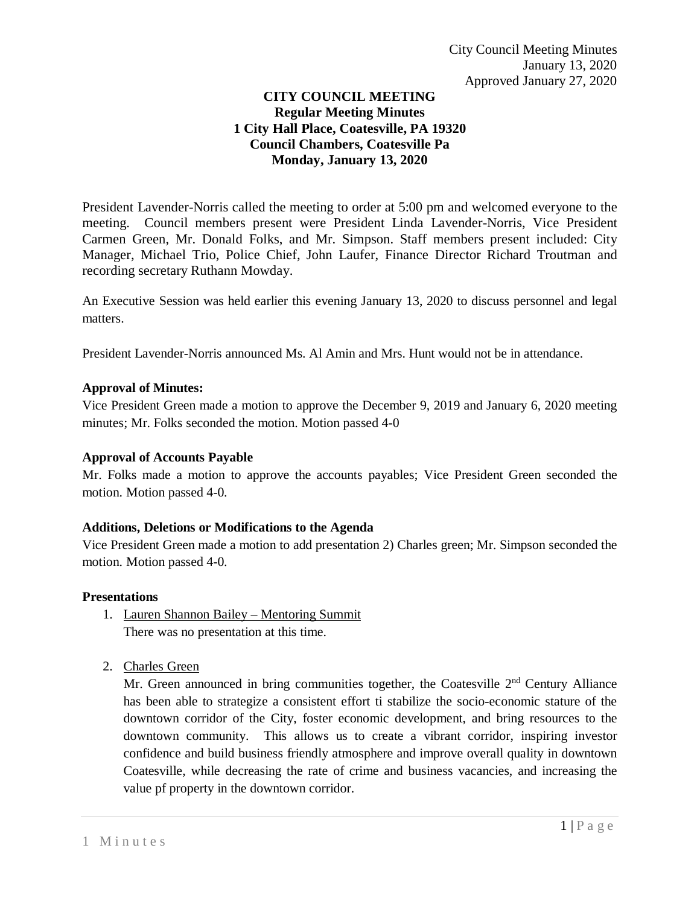City Council Meeting Minutes
January 13, 2020
Approved January 27, 2020

# CITY COUNCIL MEETING
## Regular Meeting Minutes
**1 City Hall Place, Coatesville, PA 19320**
**Council Chambers, Coatesville Pa**
**Monday, January 13, 2020**

President Lavender-Norris called the meeting to order at 5:00 pm and welcomed everyone to the meeting. Council members present were President Linda Lavender-Norris, Vice President Carmen Green, Mr. Donald Folks, and Mr. Simpson. Staff members present included: City Manager, Michael Trio, Police Chief, John Laufer, Finance Director Richard Troutman and recording secretary Ruthann Mowday.

An Executive Session was held earlier this evening January 13, 2020 to discuss personnel and legal matters.

President Lavender-Norris announced Ms. Al Amin and Mrs. Hunt would not be in attendance.

**Approval of Minutes:**
Vice President Green made a motion to approve the December 9, 2019 and January 6, 2020 meeting minutes; Mr. Folks seconded the motion. Motion passed 4-0

**Approval of Accounts Payable**
Mr. Folks made a motion to approve the accounts payables; Vice President Green seconded the motion. Motion passed 4-0.

**Additions, Deletions or Modifications to the Agenda**
Vice President Green made a motion to add presentation 2) Charles green; Mr. Simpson seconded the motion. Motion passed 4-0.

**Presentations**

1. Lauren Shannon Bailey – Mentoring Summit
   There was no presentation at this time.

2. Charles Green
   Mr. Green announced in bring communities together, the Coatesville 2nd Century Alliance has been able to strategize a consistent effort ti stabilize the socio-economic stature of the downtown corridor of the City, foster economic development, and bring resources to the downtown community. This allows us to create a vibrant corridor, inspiring investor confidence and build business friendly atmosphere and improve overall quality in downtown Coatesville, while decreasing the rate of crime and business vacancies, and increasing the value pf property in the downtown corridor.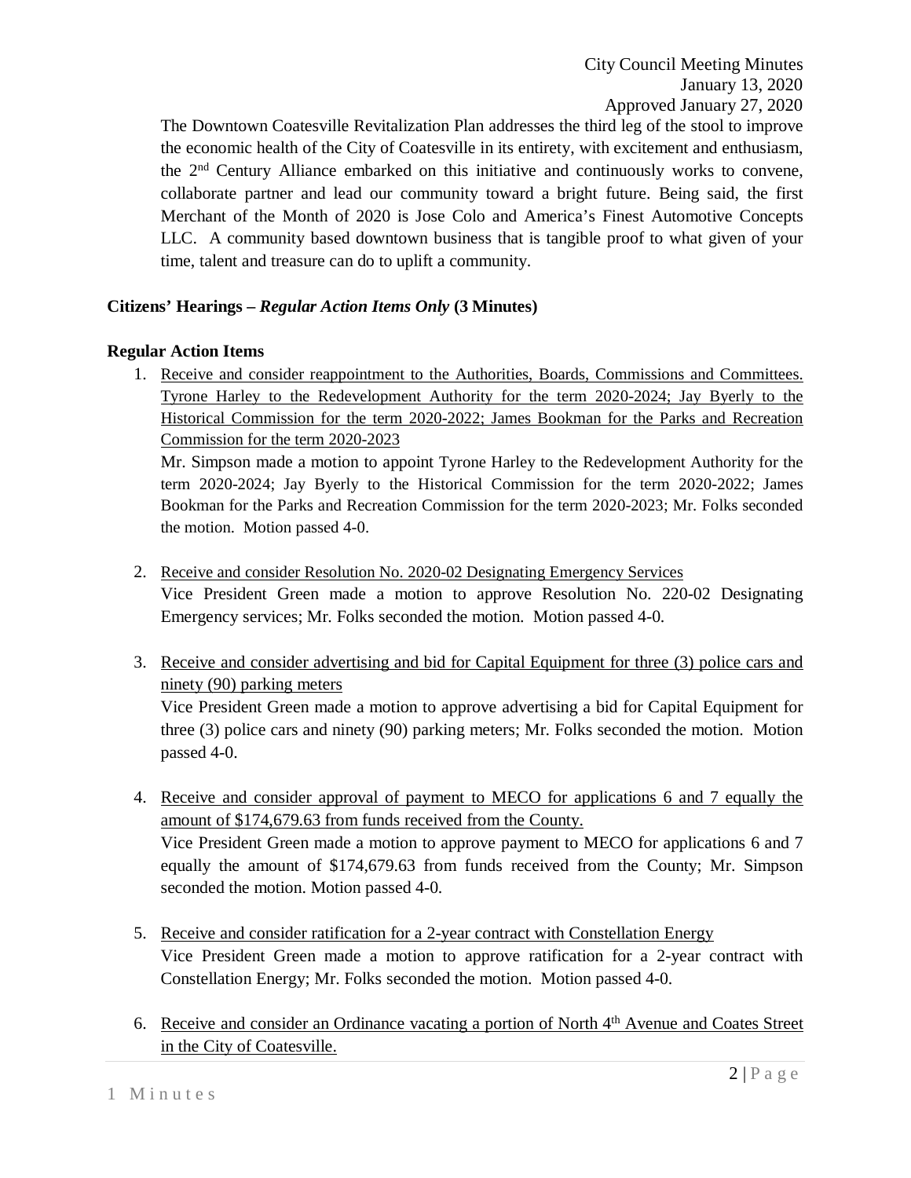The Downtown Coatesville Revitalization Plan addresses the third leg of the stool to improve the economic health of the City of Coatesville in its entirety, with excitement and enthusiasm, the 2nd Century Alliance embarked on this initiative and continuously works to convene, collaborate partner and lead our community toward a bright future. Being said, the first Merchant of the Month of 2020 is Jose Colo and America's Finest Automotive Concepts LLC. A community based downtown business that is tangible proof to what given of your time, talent and treasure can do to uplift a community.

**Citizens' Hearings – *Regular Action Items Only* (3 Minutes)**

**Regular Action Items**

1. Receive and consider reappointment to the Authorities, Boards, Commissions and Committees. Tyrone Harley to the Redevelopment Authority for the term 2020-2024; Jay Byerly to the Historical Commission for the term 2020-2022; James Bookman for the Parks and Recreation Commission for the term 2020-2023

   Mr. Simpson made a motion to appoint Tyrone Harley to the Redevelopment Authority for the term 2020-2024; Jay Byerly to the Historical Commission for the term 2020-2022; James Bookman for the Parks and Recreation Commission for the term 2020-2023; Mr. Folks seconded the motion. Motion passed 4-0.

2. Receive and consider Resolution No. 2020-02 Designating Emergency Services

   Vice President Green made a motion to approve Resolution No. 220-02 Designating Emergency services; Mr. Folks seconded the motion. Motion passed 4-0.

3. Receive and consider advertising and bid for Capital Equipment for three (3) police cars and ninety (90) parking meters

   Vice President Green made a motion to approve advertising a bid for Capital Equipment for three (3) police cars and ninety (90) parking meters; Mr. Folks seconded the motion. Motion passed 4-0.

4. Receive and consider approval of payment to MECO for applications 6 and 7 equally the amount of $174,679.63 from funds received from the County.

   Vice President Green made a motion to approve payment to MECO for applications 6 and 7 equally the amount of $174,679.63 from funds received from the County; Mr. Simpson seconded the motion. Motion passed 4-0.

5. Receive and consider ratification for a 2-year contract with Constellation Energy

   Vice President Green made a motion to approve ratification for a 2-year contract with Constellation Energy; Mr. Folks seconded the motion. Motion passed 4-0.

6. Receive and consider an Ordinance vacating a portion of North 4th Avenue and Coates Street in the City of Coatesville.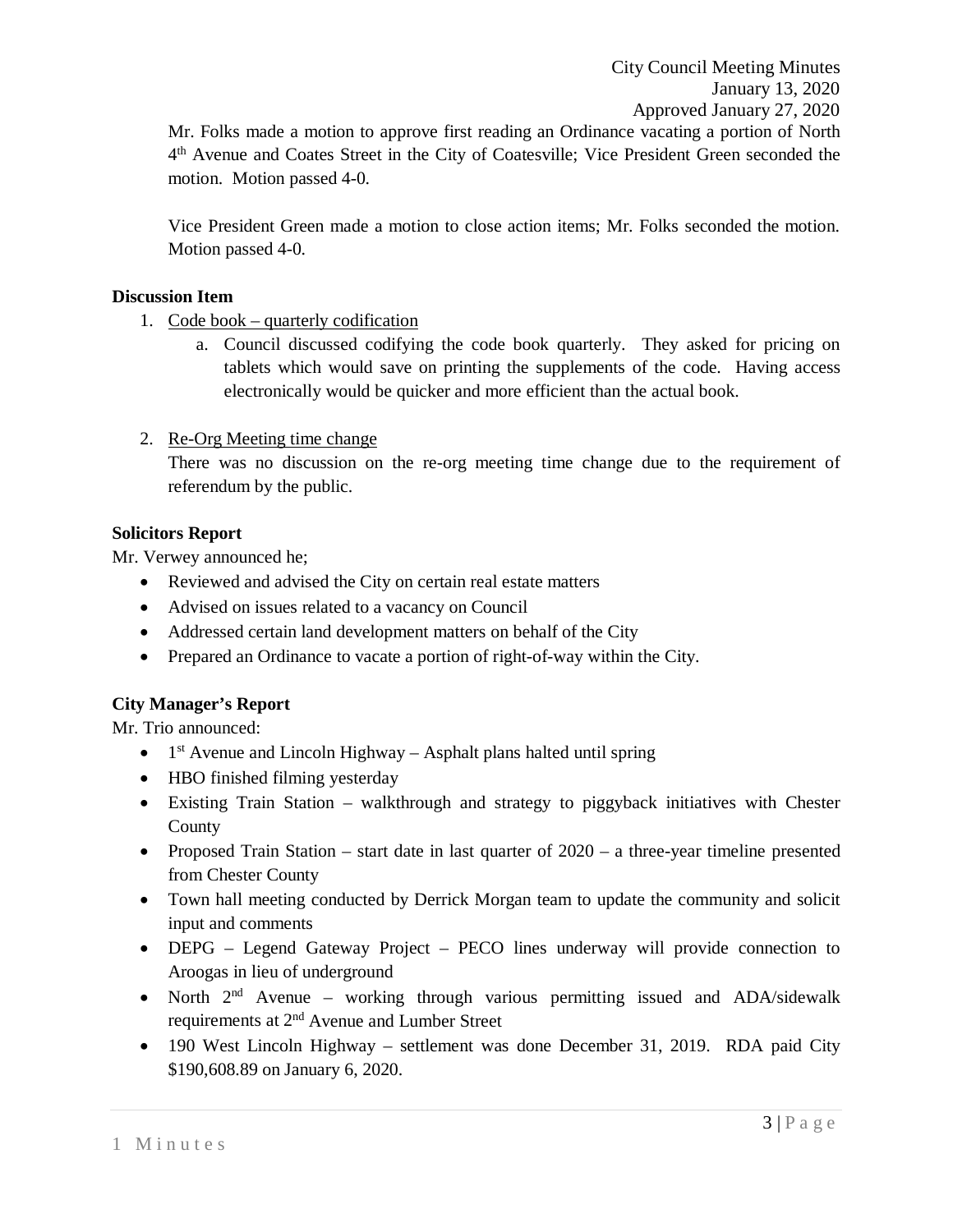Mr. Folks made a motion to approve first reading an Ordinance vacating a portion of North 4th Avenue and Coates Street in the City of Coatesville; Vice President Green seconded the motion. Motion passed 4-0.

Vice President Green made a motion to close action items; Mr. Folks seconded the motion. Motion passed 4-0.

**Discussion Item**

1. Code book – quarterly codification
   a. Council discussed codifying the code book quarterly. They asked for pricing on tablets which would save on printing the supplements of the code. Having access electronically would be quicker and more efficient than the actual book.

2. Re-Org Meeting time change
   There was no discussion on the re-org meeting time change due to the requirement of referendum by the public.

**Solicitors Report**

Mr. Verwey announced he;

- Reviewed and advised the City on certain real estate matters
- Advised on issues related to a vacancy on Council
- Addressed certain land development matters on behalf of the City
- Prepared an Ordinance to vacate a portion of right-of-way within the City.

**City Manager's Report**

Mr. Trio announced:

- 1st Avenue and Lincoln Highway – Asphalt plans halted until spring
- HBO finished filming yesterday
- Existing Train Station – walkthrough and strategy to piggyback initiatives with Chester County
- Proposed Train Station – start date in last quarter of 2020 – a three-year timeline presented from Chester County
- Town hall meeting conducted by Derrick Morgan team to update the community and solicit input and comments
- DEPG – Legend Gateway Project – PECO lines underway will provide connection to Aroogas in lieu of underground
- North 2nd Avenue – working through various permitting issued and ADA/sidewalk requirements at 2nd Avenue and Lumber Street
- 190 West Lincoln Highway – settlement was done December 31, 2019. RDA paid City $190,608.89 on January 6, 2020.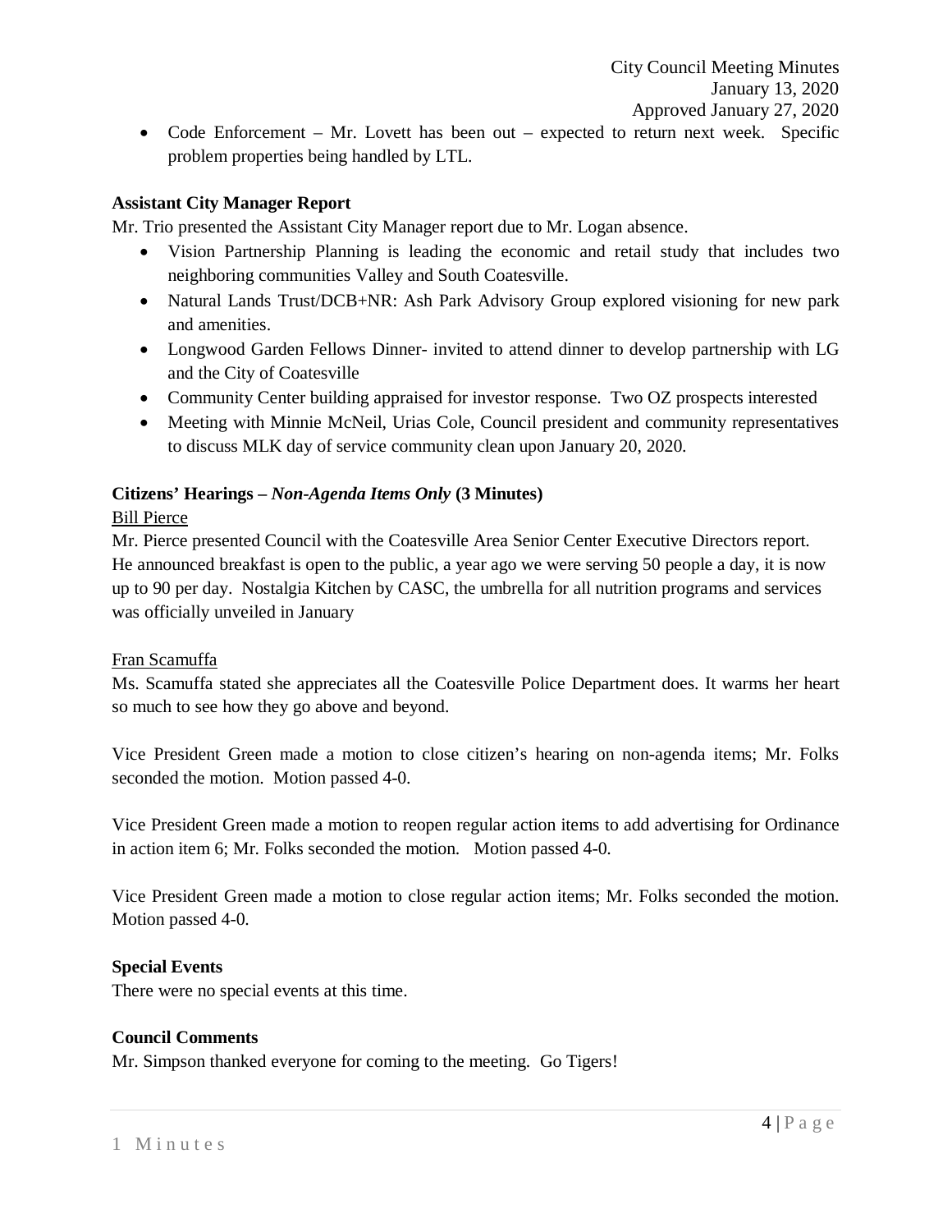- Code Enforcement – Mr. Lovett has been out – expected to return next week. Specific problem properties being handled by LTL.

**Assistant City Manager Report**

Mr. Trio presented the Assistant City Manager report due to Mr. Logan absence.

- Vision Partnership Planning is leading the economic and retail study that includes two neighboring communities Valley and South Coatesville.
- Natural Lands Trust/DCB+NR: Ash Park Advisory Group explored visioning for new park and amenities.
- Longwood Garden Fellows Dinner- invited to attend dinner to develop partnership with LG and the City of Coatesville
- Community Center building appraised for investor response. Two OZ prospects interested
- Meeting with Minnie McNeil, Urias Cole, Council president and community representatives to discuss MLK day of service community clean upon January 20, 2020.

**Citizens' Hearings –** ***Non-Agenda Items Only*** **(3 Minutes)**

Bill Pierce

Mr. Pierce presented Council with the Coatesville Area Senior Center Executive Directors report. He announced breakfast is open to the public, a year ago we were serving 50 people a day, it is now up to 90 per day. Nostalgia Kitchen by CASC, the umbrella for all nutrition programs and services was officially unveiled in January

Fran Scamuffa

Ms. Scamuffa stated she appreciates all the Coatesville Police Department does. It warms her heart so much to see how they go above and beyond.

Vice President Green made a motion to close citizen's hearing on non-agenda items; Mr. Folks seconded the motion. Motion passed 4-0.

Vice President Green made a motion to reopen regular action items to add advertising for Ordinance in action item 6; Mr. Folks seconded the motion. Motion passed 4-0.

Vice President Green made a motion to close regular action items; Mr. Folks seconded the motion. Motion passed 4-0.

**Special Events**

There were no special events at this time.

**Council Comments**

Mr. Simpson thanked everyone for coming to the meeting. Go Tigers!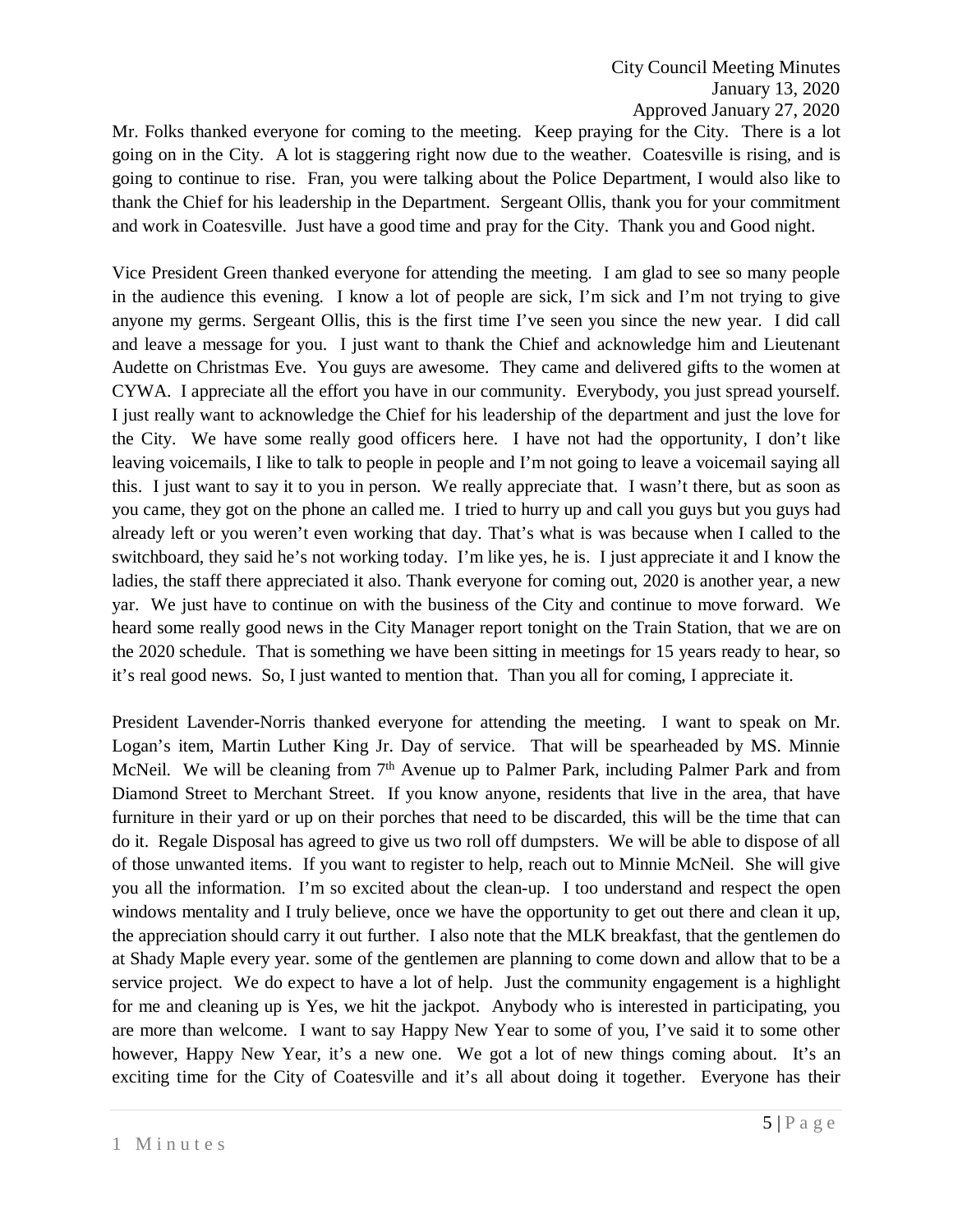Mr. Folks thanked everyone for coming to the meeting. Keep praying for the City. There is a lot going on in the City. A lot is staggering right now due to the weather. Coatesville is rising, and is going to continue to rise. Fran, you were talking about the Police Department, I would also like to thank the Chief for his leadership in the Department. Sergeant Ollis, thank you for your commitment and work in Coatesville. Just have a good time and pray for the City. Thank you and Good night.

Vice President Green thanked everyone for attending the meeting. I am glad to see so many people in the audience this evening. I know a lot of people are sick, I'm sick and I'm not trying to give anyone my germs. Sergeant Ollis, this is the first time I've seen you since the new year. I did call and leave a message for you. I just want to thank the Chief and acknowledge him and Lieutenant Audette on Christmas Eve. You guys are awesome. They came and delivered gifts to the women at CYWA. I appreciate all the effort you have in our community. Everybody, you just spread yourself. I just really want to acknowledge the Chief for his leadership of the department and just the love for the City. We have some really good officers here. I have not had the opportunity, I don't like leaving voicemails, I like to talk to people in people and I'm not going to leave a voicemail saying all this. I just want to say it to you in person. We really appreciate that. I wasn't there, but as soon as you came, they got on the phone an called me. I tried to hurry up and call you guys but you guys had already left or you weren't even working that day. That's what is was because when I called to the switchboard, they said he's not working today. I'm like yes, he is. I just appreciate it and I know the ladies, the staff there appreciated it also. Thank everyone for coming out, 2020 is another year, a new yar. We just have to continue on with the business of the City and continue to move forward. We heard some really good news in the City Manager report tonight on the Train Station, that we are on the 2020 schedule. That is something we have been sitting in meetings for 15 years ready to hear, so it's real good news. So, I just wanted to mention that. Than you all for coming, I appreciate it.

President Lavender-Norris thanked everyone for attending the meeting. I want to speak on Mr. Logan's item, Martin Luther King Jr. Day of service. That will be spearheaded by MS. Minnie McNeil. We will be cleaning from 7th Avenue up to Palmer Park, including Palmer Park and from Diamond Street to Merchant Street. If you know anyone, residents that live in the area, that have furniture in their yard or up on their porches that need to be discarded, this will be the time that can do it. Regale Disposal has agreed to give us two roll off dumpsters. We will be able to dispose of all of those unwanted items. If you want to register to help, reach out to Minnie McNeil. She will give you all the information. I'm so excited about the clean-up. I too understand and respect the open windows mentality and I truly believe, once we have the opportunity to get out there and clean it up, the appreciation should carry it out further. I also note that the MLK breakfast, that the gentlemen do at Shady Maple every year. some of the gentlemen are planning to come down and allow that to be a service project. We do expect to have a lot of help. Just the community engagement is a highlight for me and cleaning up is Yes, we hit the jackpot. Anybody who is interested in participating, you are more than welcome. I want to say Happy New Year to some of you, I've said it to some other however, Happy New Year, it's a new one. We got a lot of new things coming about. It's an exciting time for the City of Coatesville and it's all about doing it together. Everyone has their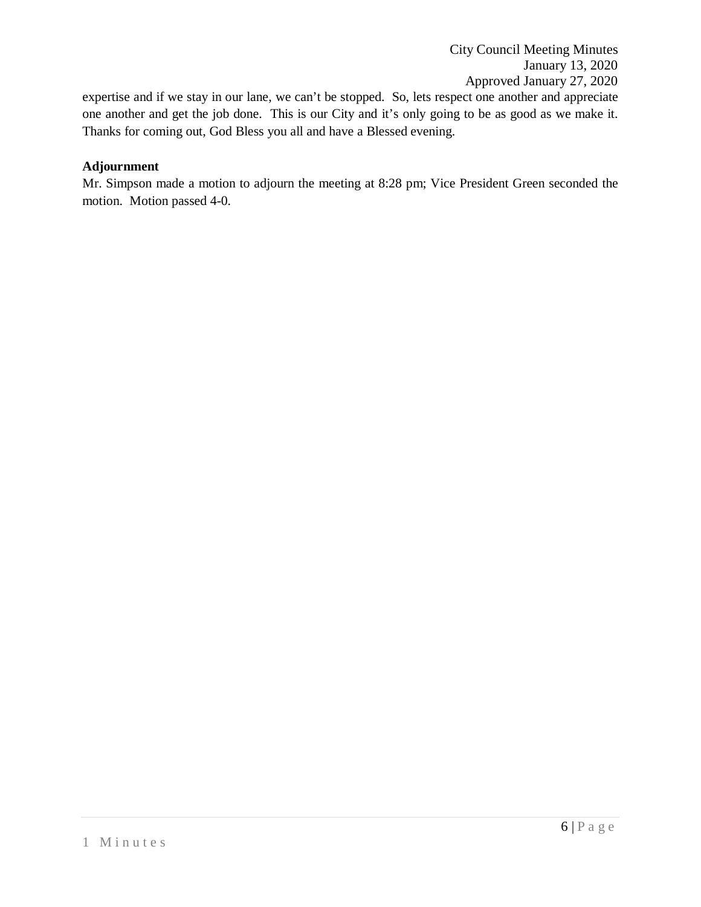expertise and if we stay in our lane, we can't be stopped. So, lets respect one another and appreciate one another and get the job done. This is our City and it's only going to be as good as we make it. Thanks for coming out, God Bless you all and have a Blessed evening.

**Adjournment**

Mr. Simpson made a motion to adjourn the meeting at 8:28 pm; Vice President Green seconded the motion. Motion passed 4-0.